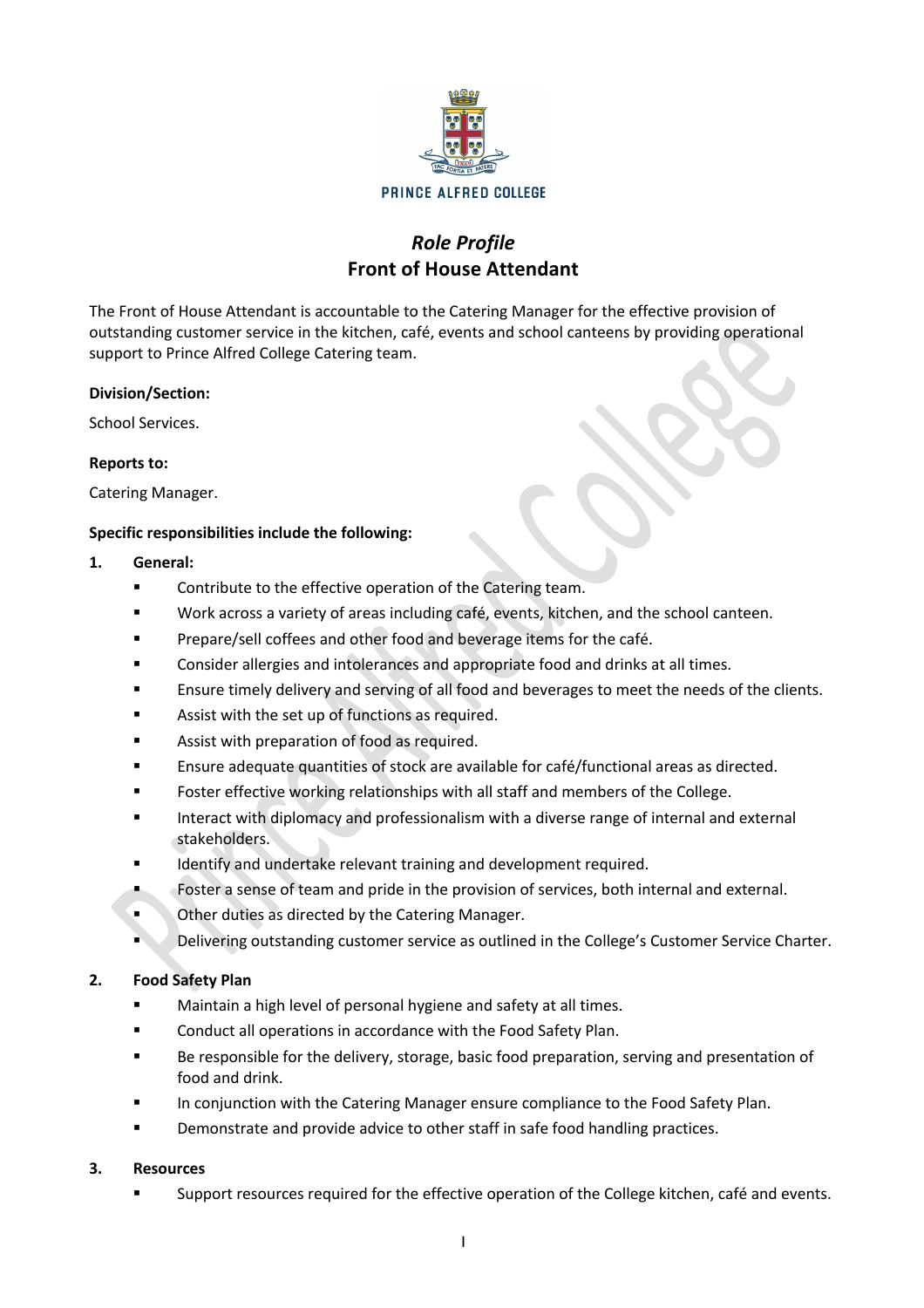PRINCE ALFRED COLLEGE

# *Role Profile*
# Front of House Attendant

The Front of House Attendant is accountable to the Catering Manager for the effective provision of outstanding customer service in the kitchen, café, events and school canteens by providing operational support to Prince Alfred College Catering team.

**Division/Section:**

School Services.

**Reports to:**

Catering Manager.

**Specific responsibilities include the following:**

**1. General:**

- Contribute to the effective operation of the Catering team.
- Work across a variety of areas including café, events, kitchen, and the school canteen.
- Prepare/sell coffees and other food and beverage items for the café.
- Consider allergies and intolerances and appropriate food and drinks at all times.
- Ensure timely delivery and serving of all food and beverages to meet the needs of the clients.
- Assist with the set up of functions as required.
- Assist with preparation of food as required.
- Ensure adequate quantities of stock are available for café/functional areas as directed.
- Foster effective working relationships with all staff and members of the College.
- Interact with diplomacy and professionalism with a diverse range of internal and external stakeholders.
- Identify and undertake relevant training and development required.
- Foster a sense of team and pride in the provision of services, both internal and external.
- Other duties as directed by the Catering Manager.
- Delivering outstanding customer service as outlined in the College's Customer Service Charter.

**2. Food Safety Plan**

- Maintain a high level of personal hygiene and safety at all times.
- Conduct all operations in accordance with the Food Safety Plan.
- Be responsible for the delivery, storage, basic food preparation, serving and presentation of food and drink.
- In conjunction with the Catering Manager ensure compliance to the Food Safety Plan.
- Demonstrate and provide advice to other staff in safe food handling practices.

**3. Resources**

- Support resources required for the effective operation of the College kitchen, café and events.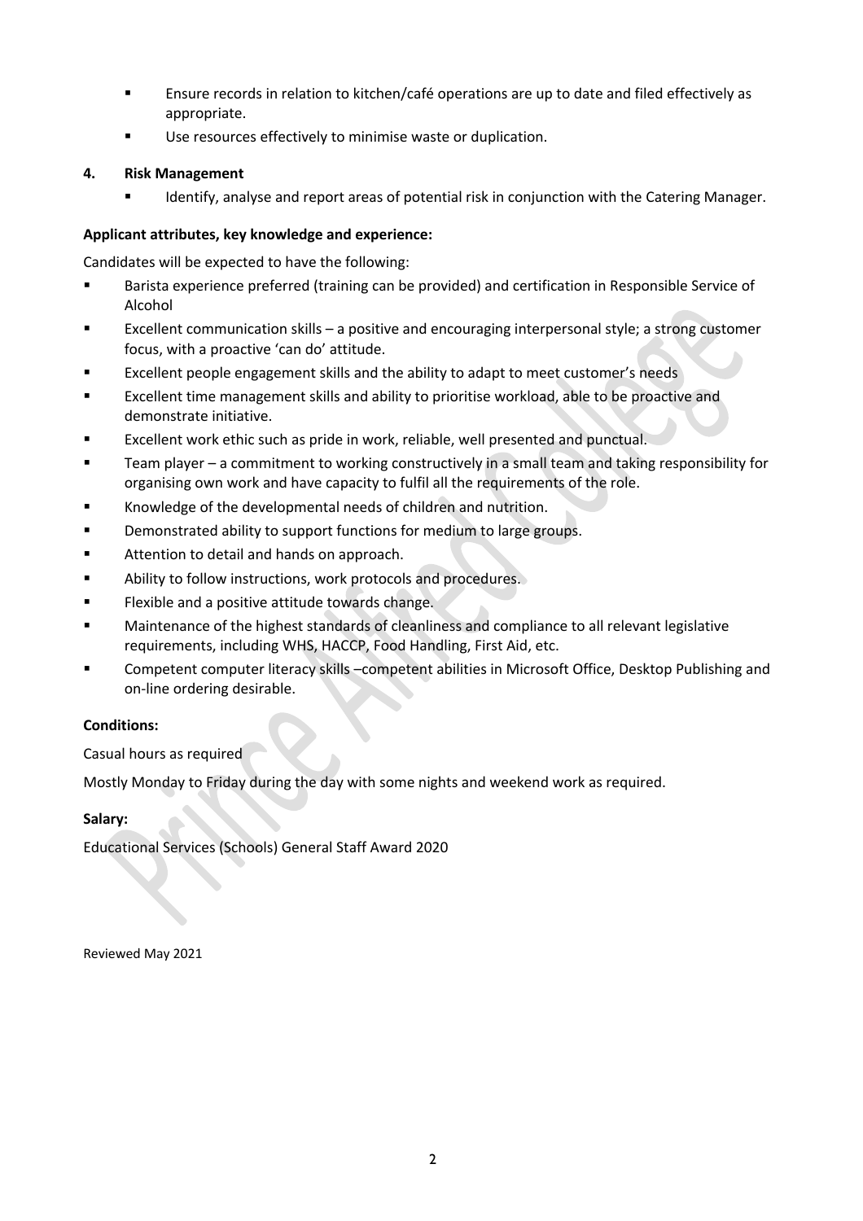- Ensure records in relation to kitchen/café operations are up to date and filed effectively as appropriate.
- Use resources effectively to minimise waste or duplication.

**4. Risk Management**

- Identify, analyse and report areas of potential risk in conjunction with the Catering Manager.

**Applicant attributes, key knowledge and experience:**

Candidates will be expected to have the following:

- Barista experience preferred (training can be provided) and certification in Responsible Service of Alcohol
- Excellent communication skills – a positive and encouraging interpersonal style; a strong customer focus, with a proactive 'can do' attitude.
- Excellent people engagement skills and the ability to adapt to meet customer's needs
- Excellent time management skills and ability to prioritise workload, able to be proactive and demonstrate initiative.
- Excellent work ethic such as pride in work, reliable, well presented and punctual.
- Team player – a commitment to working constructively in a small team and taking responsibility for organising own work and have capacity to fulfil all the requirements of the role.
- Knowledge of the developmental needs of children and nutrition.
- Demonstrated ability to support functions for medium to large groups.
- Attention to detail and hands on approach.
- Ability to follow instructions, work protocols and procedures.
- Flexible and a positive attitude towards change.
- Maintenance of the highest standards of cleanliness and compliance to all relevant legislative requirements, including WHS, HACCP, Food Handling, First Aid, etc.
- Competent computer literacy skills –competent abilities in Microsoft Office, Desktop Publishing and on-line ordering desirable.

**Conditions:**

Casual hours as required

Mostly Monday to Friday during the day with some nights and weekend work as required.

**Salary:**

Educational Services (Schools) General Staff Award 2020

Reviewed May 2021